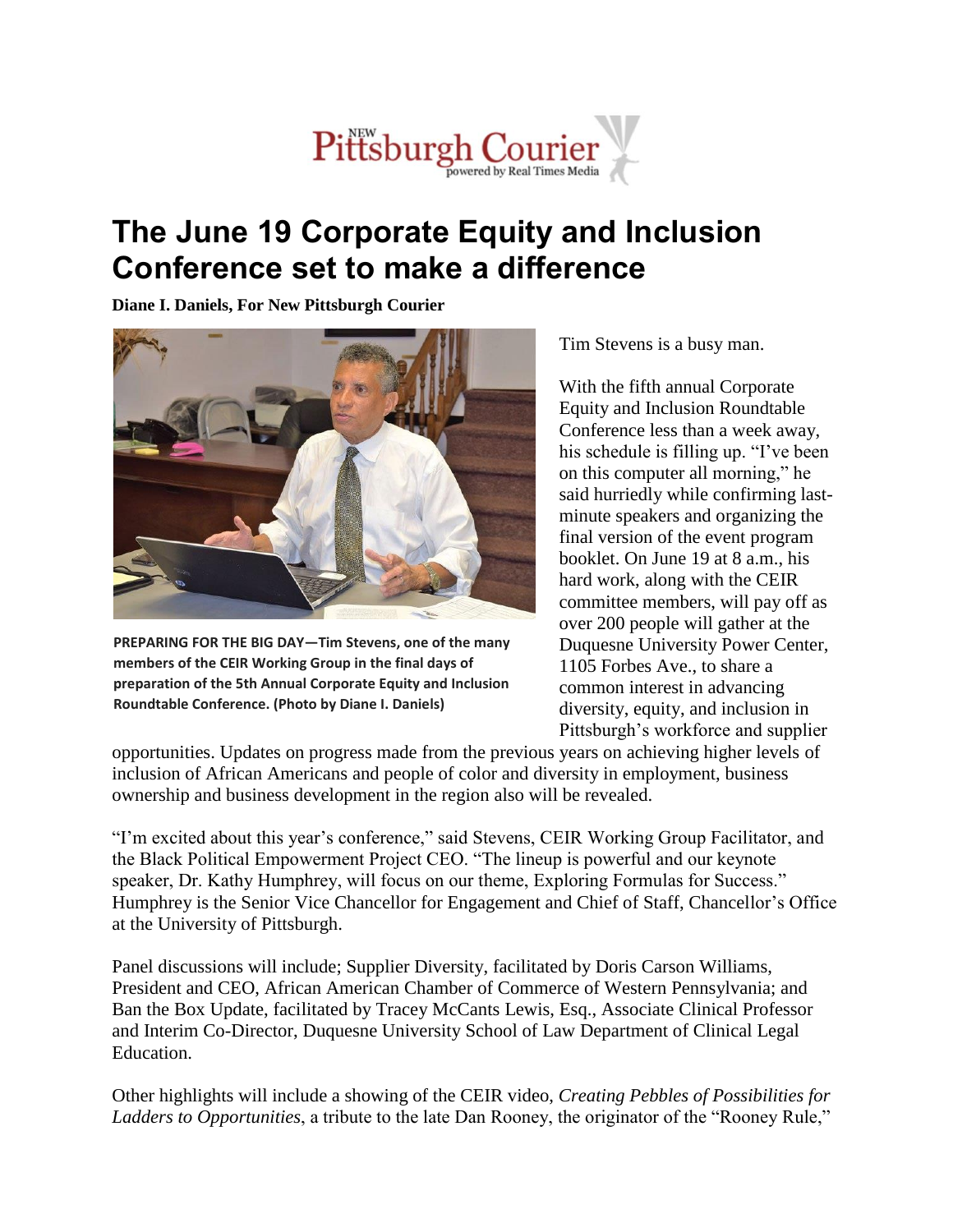# The June 19 Corporate Equity and Inclusion Conference set to make a difference

**Diane I. Daniels, For New Pittsburgh Courier**

**PREPARING FOR THE BIG DAY—Tim Stevens, one of the many members of the CEIR Working Group in the final days of preparation of the 5th Annual Corporate Equity and Inclusion Roundtable Conference. (Photo by Diane I. Daniels)**

Tim Stevens is a busy man.

With the fifth annual Corporate Equity and Inclusion Roundtable Conference less than a week away, his schedule is filling up. "I've been on this computer all morning," he said hurriedly while confirming last-minute speakers and organizing the final version of the event program booklet. On June 19 at 8 a.m., his hard work, along with the CEIR committee members, will pay off as over 200 people will gather at the Duquesne University Power Center, 1105 Forbes Ave., to share a common interest in advancing diversity, equity, and inclusion in Pittsburgh's workforce and supplier opportunities. Updates on progress made from the previous years on achieving higher levels of inclusion of African Americans and people of color and diversity in employment, business ownership and business development in the region also will be revealed.

"I'm excited about this year's conference," said Stevens, CEIR Working Group Facilitator, and the Black Political Empowerment Project CEO. "The lineup is powerful and our keynote speaker, Dr. Kathy Humphrey, will focus on our theme, Exploring Formulas for Success." Humphrey is the Senior Vice Chancellor for Engagement and Chief of Staff, Chancellor's Office at the University of Pittsburgh.

Panel discussions will include; Supplier Diversity, facilitated by Doris Carson Williams, President and CEO, African American Chamber of Commerce of Western Pennsylvania; and Ban the Box Update, facilitated by Tracey McCants Lewis, Esq., Associate Clinical Professor and Interim Co-Director, Duquesne University School of Law Department of Clinical Legal Education.

Other highlights will include a showing of the CEIR video, *Creating Pebbles of Possibilities for Ladders to Opportunities*, a tribute to the late Dan Rooney, the originator of the "Rooney Rule,"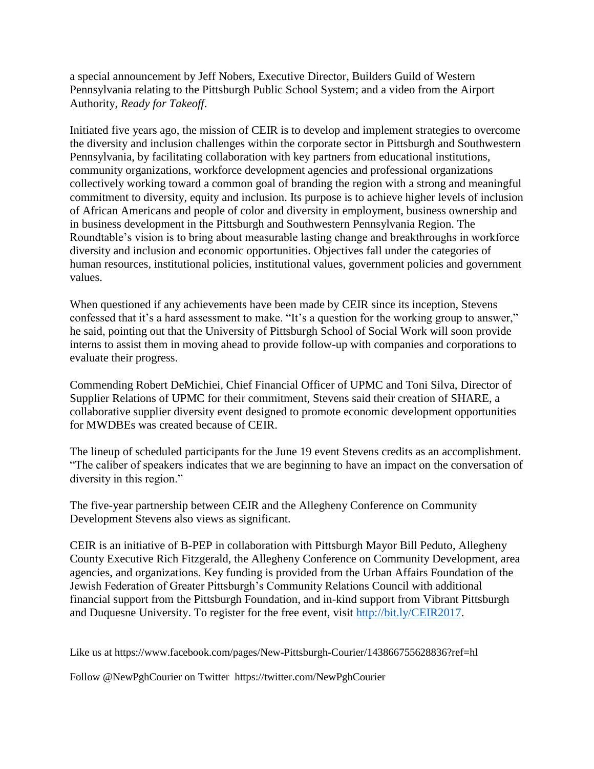a special announcement by Jeff Nobers, Executive Director, Builders Guild of Western Pennsylvania relating to the Pittsburgh Public School System; and a video from the Airport Authority, *Ready for Takeoff*.

Initiated five years ago, the mission of CEIR is to develop and implement strategies to overcome the diversity and inclusion challenges within the corporate sector in Pittsburgh and Southwestern Pennsylvania, by facilitating collaboration with key partners from educational institutions, community organizations, workforce development agencies and professional organizations collectively working toward a common goal of branding the region with a strong and meaningful commitment to diversity, equity and inclusion. Its purpose is to achieve higher levels of inclusion of African Americans and people of color and diversity in employment, business ownership and in business development in the Pittsburgh and Southwestern Pennsylvania Region. The Roundtable's vision is to bring about measurable lasting change and breakthroughs in workforce diversity and inclusion and economic opportunities. Objectives fall under the categories of human resources, institutional policies, institutional values, government policies and government values.

When questioned if any achievements have been made by CEIR since its inception, Stevens confessed that it's a hard assessment to make. "It's a question for the working group to answer," he said, pointing out that the University of Pittsburgh School of Social Work will soon provide interns to assist them in moving ahead to provide follow-up with companies and corporations to evaluate their progress.

Commending Robert DeMichiei, Chief Financial Officer of UPMC and Toni Silva, Director of Supplier Relations of UPMC for their commitment, Stevens said their creation of SHARE, a collaborative supplier diversity event designed to promote economic development opportunities for MWDBEs was created because of CEIR.

The lineup of scheduled participants for the June 19 event Stevens credits as an accomplishment. "The caliber of speakers indicates that we are beginning to have an impact on the conversation of diversity in this region."

The five-year partnership between CEIR and the Allegheny Conference on Community Development Stevens also views as significant.

CEIR is an initiative of B-PEP in collaboration with Pittsburgh Mayor Bill Peduto, Allegheny County Executive Rich Fitzgerald, the Allegheny Conference on Community Development, area agencies, and organizations. Key funding is provided from the Urban Affairs Foundation of the Jewish Federation of Greater Pittsburgh's Community Relations Council with additional financial support from the Pittsburgh Foundation, and in-kind support from Vibrant Pittsburgh and Duquesne University. To register for the free event, visit http://bit.ly/CEIR2017.

Like us at https://www.facebook.com/pages/New-Pittsburgh-Courier/143866755628836?ref=hl

Follow @NewPghCourier on Twitter https://twitter.com/NewPghCourier